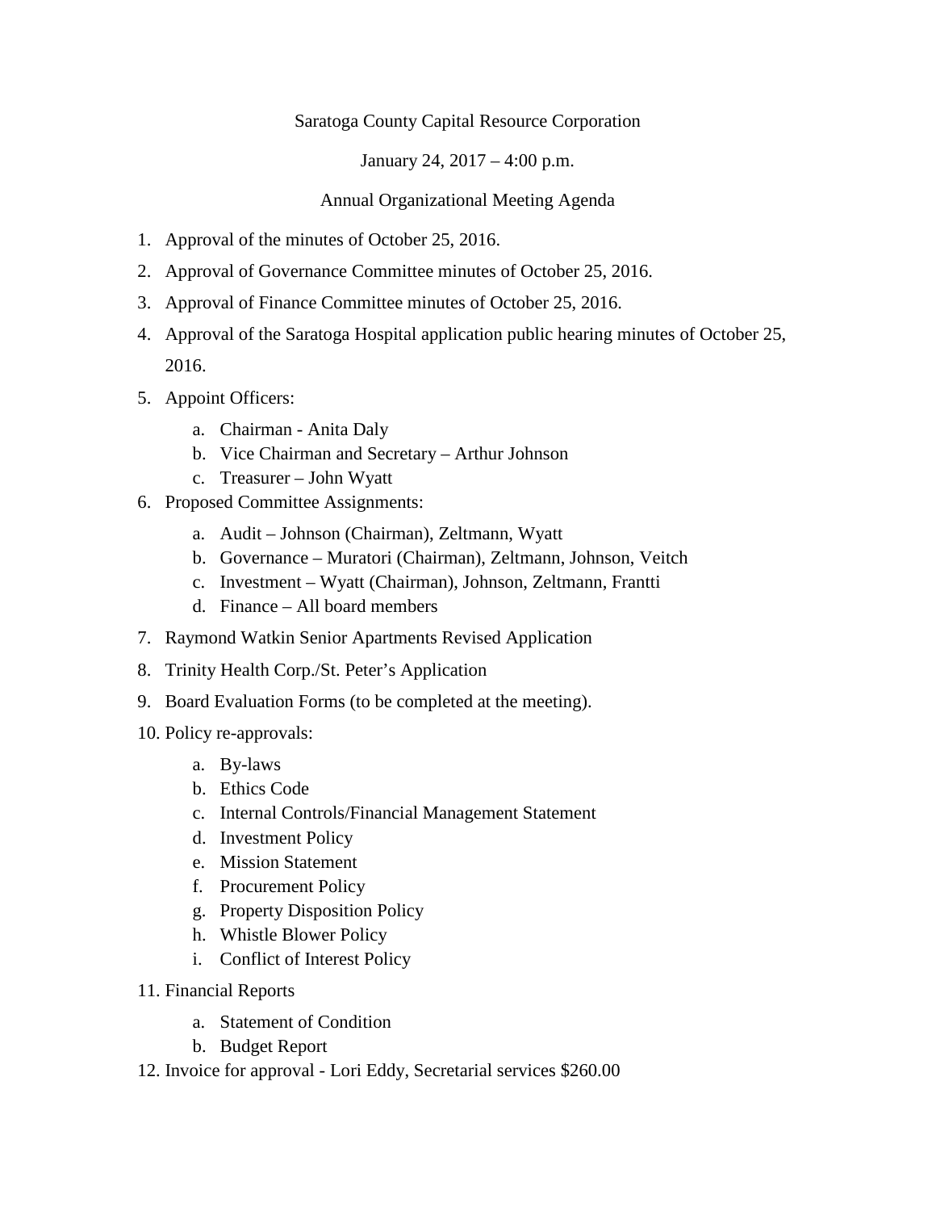Saratoga County Capital Resource Corporation

January 24, 2017 – 4:00 p.m.

Annual Organizational Meeting Agenda

1. Approval of the minutes of October 25, 2016.
2. Approval of Governance Committee minutes of October 25, 2016.
3. Approval of Finance Committee minutes of October 25, 2016.
4. Approval of the Saratoga Hospital application public hearing minutes of October 25, 2016.
5. Appoint Officers:
   a. Chairman - Anita Daly
   b. Vice Chairman and Secretary – Arthur Johnson
   c. Treasurer – John Wyatt
6. Proposed Committee Assignments:
   a. Audit – Johnson (Chairman), Zeltmann, Wyatt
   b. Governance – Muratori (Chairman), Zeltmann, Johnson, Veitch
   c. Investment – Wyatt (Chairman), Johnson, Zeltmann, Frantti
   d. Finance – All board members
7. Raymond Watkin Senior Apartments Revised Application
8. Trinity Health Corp./St. Peter's Application
9. Board Evaluation Forms (to be completed at the meeting).
10. Policy re-approvals:
    a. By-laws
    b. Ethics Code
    c. Internal Controls/Financial Management Statement
    d. Investment Policy
    e. Mission Statement
    f. Procurement Policy
    g. Property Disposition Policy
    h. Whistle Blower Policy
    i. Conflict of Interest Policy
11. Financial Reports
    a. Statement of Condition
    b. Budget Report
12. Invoice for approval - Lori Eddy, Secretarial services $260.00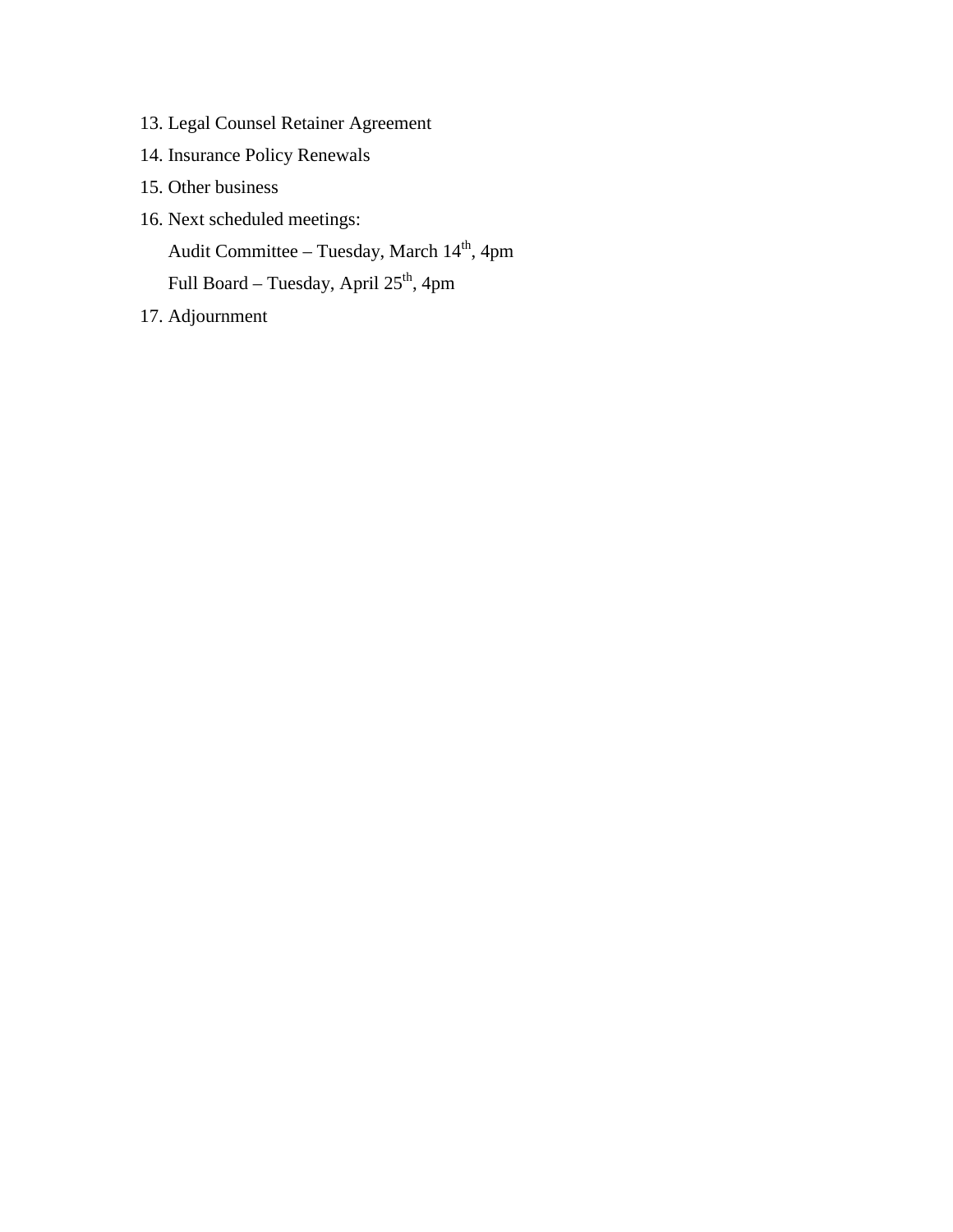13. Legal Counsel Retainer Agreement
14. Insurance Policy Renewals
15. Other business
16. Next scheduled meetings:

    Audit Committee – Tuesday, March 14th, 4pm

    Full Board – Tuesday, April 25th, 4pm
17. Adjournment